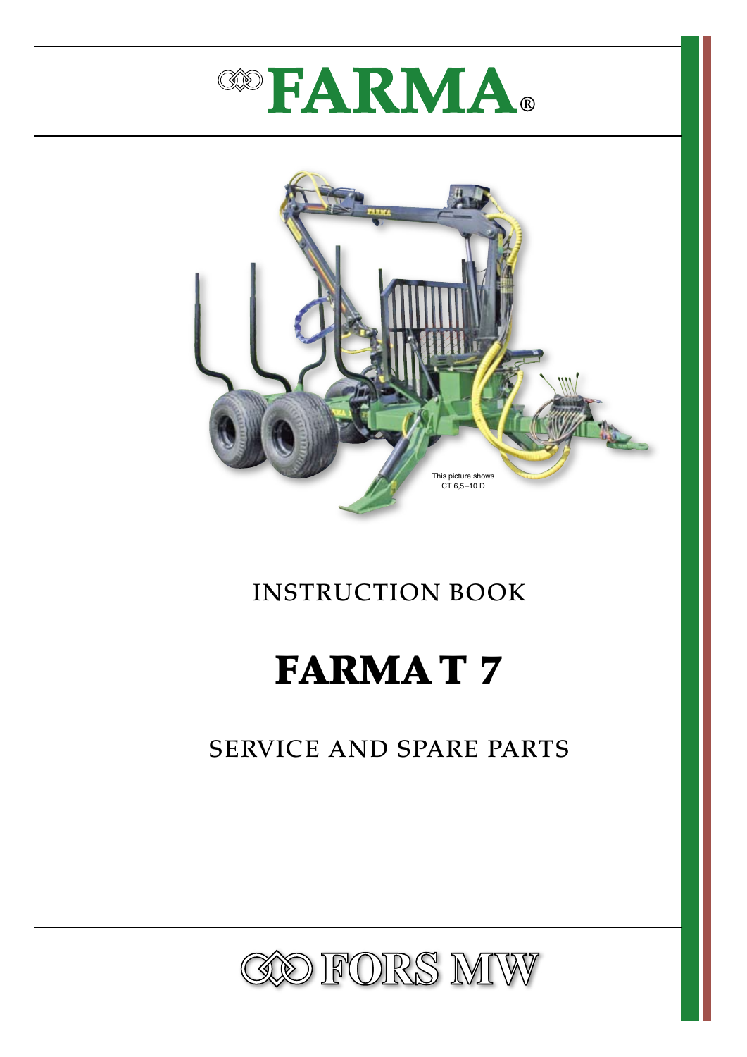# FARMA®

This picture shows
CT 6,5–10 D

INSTRUCTION BOOK

# FARMA T 7

SERVICE AND SPARE PARTS

FORS MW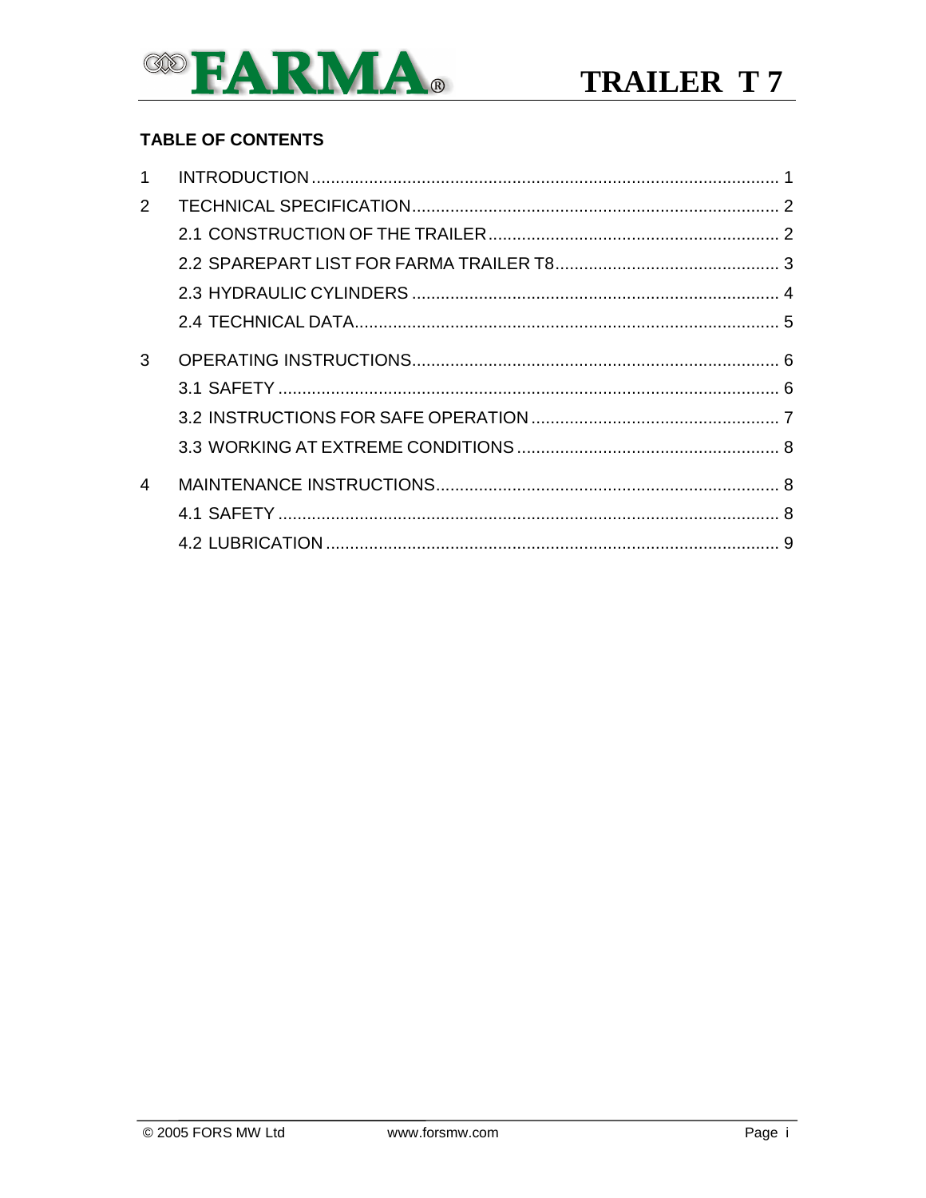## TABLE OF CONTENTS

1 INTRODUCTION ........................................................................................... 1

2 TECHNICAL SPECIFICATION ........................................................................ 2

  2.1 CONSTRUCTION OF THE TRAILER ......................................................... 2

  2.2 SPAREPART LIST FOR FARMA TRAILER T8 ........................................... 3

  2.3 HYDRAULIC CYLINDERS ........................................................................ 4

  2.4 TECHNICAL DATA ................................................................................... 5

3 OPERATING INSTRUCTIONS ........................................................................ 6

  3.1 SAFETY .................................................................................................. 6

  3.2 INSTRUCTIONS FOR SAFE OPERATION ................................................. 7

  3.3 WORKING AT EXTREME CONDITIONS .................................................... 8

4 MAINTENANCE INSTRUCTIONS .................................................................... 8

  4.1 SAFETY .................................................................................................. 8

  4.2 LUBRICATION ......................................................................................... 9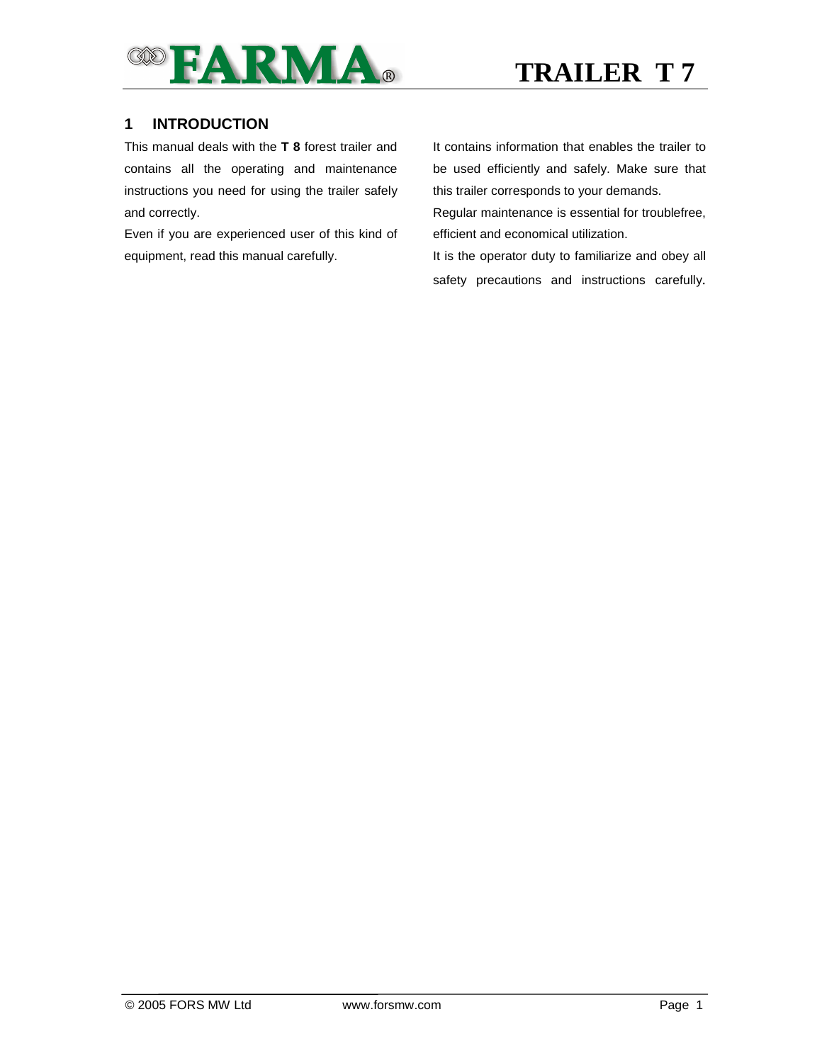## 1 INTRODUCTION

This manual deals with the **T 8** forest trailer and contains all the operating and maintenance instructions you need for using the trailer safely and correctly.

Even if you are experienced user of this kind of equipment, read this manual carefully.

It contains information that enables the trailer to be used efficiently and safely. Make sure that this trailer corresponds to your demands.

Regular maintenance is essential for troublefree, efficient and economical utilization.

It is the operator duty to familiarize and obey all safety precautions and instructions carefully.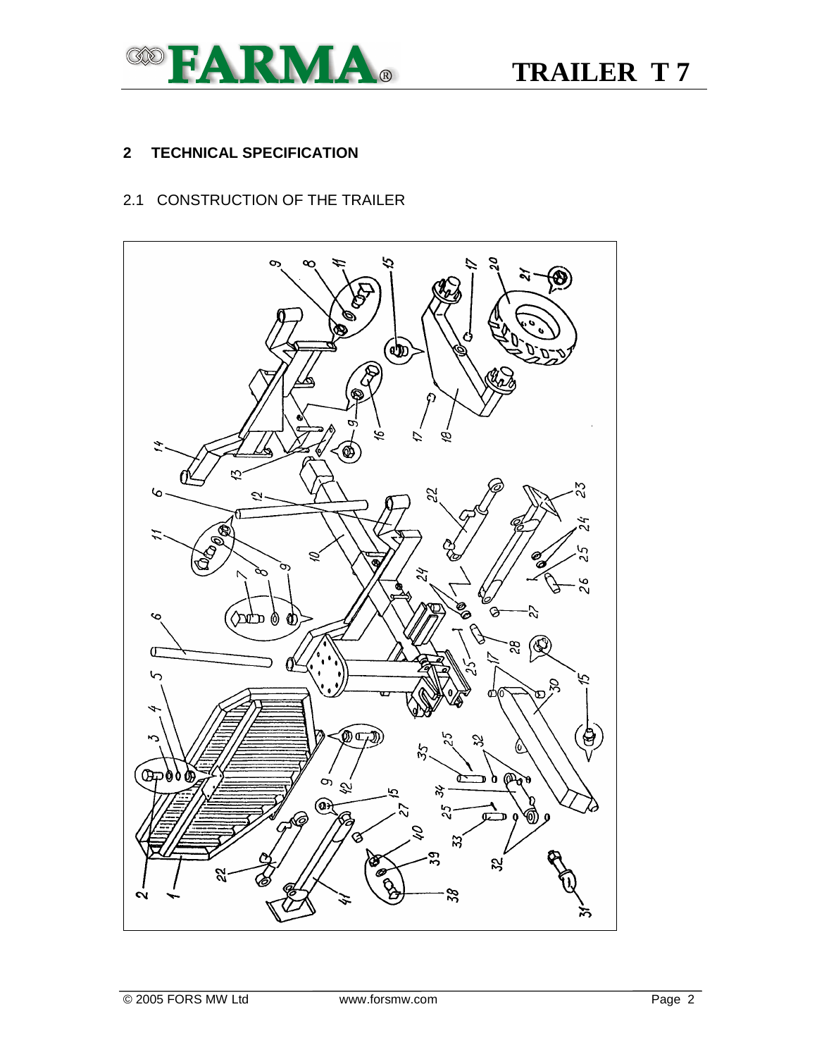## 2 TECHNICAL SPECIFICATION

### 2.1 CONSTRUCTION OF THE TRAILER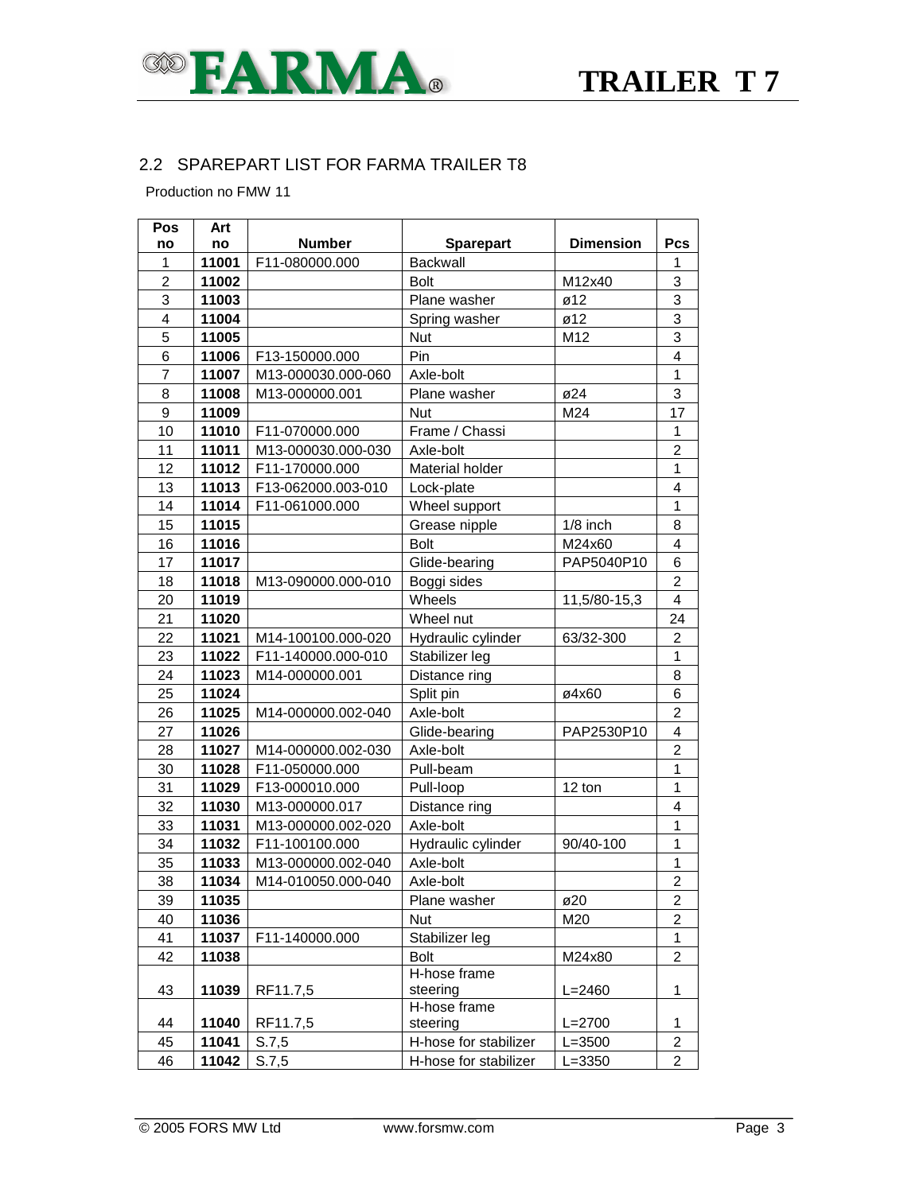## 2.2 SPAREPART LIST FOR FARMA TRAILER T8

Production no FMW 11

| Pos no | Art no | Number | Sparepart | Dimension | Pcs |
|---|---|---|---|---|---|
| 1 | **11001** | F11-080000.000 | Backwall | | 1 |
| 2 | **11002** | | Bolt | M12x40 | 3 |
| 3 | **11003** | | Plane washer | ø12 | 3 |
| 4 | **11004** | | Spring washer | ø12 | 3 |
| 5 | **11005** | | Nut | M12 | 3 |
| 6 | **11006** | F13-150000.000 | Pin | | 4 |
| 7 | **11007** | M13-000030.000-060 | Axle-bolt | | 1 |
| 8 | **11008** | M13-000000.001 | Plane washer | ø24 | 3 |
| 9 | **11009** | | Nut | M24 | 17 |
| 10 | **11010** | F11-070000.000 | Frame / Chassi | | 1 |
| 11 | **11011** | M13-000030.000-030 | Axle-bolt | | 2 |
| 12 | **11012** | F11-170000.000 | Material holder | | 1 |
| 13 | **11013** | F13-062000.003-010 | Lock-plate | | 4 |
| 14 | **11014** | F11-061000.000 | Wheel support | | 1 |
| 15 | **11015** | | Grease nipple | 1/8 inch | 8 |
| 16 | **11016** | | Bolt | M24x60 | 4 |
| 17 | **11017** | | Glide-bearing | PAP5040P10 | 6 |
| 18 | **11018** | M13-090000.000-010 | Boggi sides | | 2 |
| 20 | **11019** | | Wheels | 11,5/80-15,3 | 4 |
| 21 | **11020** | | Wheel nut | | 24 |
| 22 | **11021** | M14-100100.000-020 | Hydraulic cylinder | 63/32-300 | 2 |
| 23 | **11022** | F11-140000.000-010 | Stabilizer leg | | 1 |
| 24 | **11023** | M14-000000.001 | Distance ring | | 8 |
| 25 | **11024** | | Split pin | ø4x60 | 6 |
| 26 | **11025** | M14-000000.002-040 | Axle-bolt | | 2 |
| 27 | **11026** | | Glide-bearing | PAP2530P10 | 4 |
| 28 | **11027** | M14-000000.002-030 | Axle-bolt | | 2 |
| 30 | **11028** | F11-050000.000 | Pull-beam | | 1 |
| 31 | **11029** | F13-000010.000 | Pull-loop | 12 ton | 1 |
| 32 | **11030** | M13-000000.017 | Distance ring | | 4 |
| 33 | **11031** | M13-000000.002-020 | Axle-bolt | | 1 |
| 34 | **11032** | F11-100100.000 | Hydraulic cylinder | 90/40-100 | 1 |
| 35 | **11033** | M13-000000.002-040 | Axle-bolt | | 1 |
| 38 | **11034** | M14-010050.000-040 | Axle-bolt | | 2 |
| 39 | **11035** | | Plane washer | ø20 | 2 |
| 40 | **11036** | | Nut | M20 | 2 |
| 41 | **11037** | F11-140000.000 | Stabilizer leg | | 1 |
| 42 | **11038** | | Bolt | M24x80 | 2 |
| 43 | **11039** | RF11.7,5 | H-hose frame steering | L=2460 | 1 |
| 44 | **11040** | RF11.7,5 | H-hose frame steering | L=2700 | 1 |
| 45 | **11041** | S.7,5 | H-hose for stabilizer | L=3500 | 2 |
| 46 | **11042** | S.7,5 | H-hose for stabilizer | L=3350 | 2 |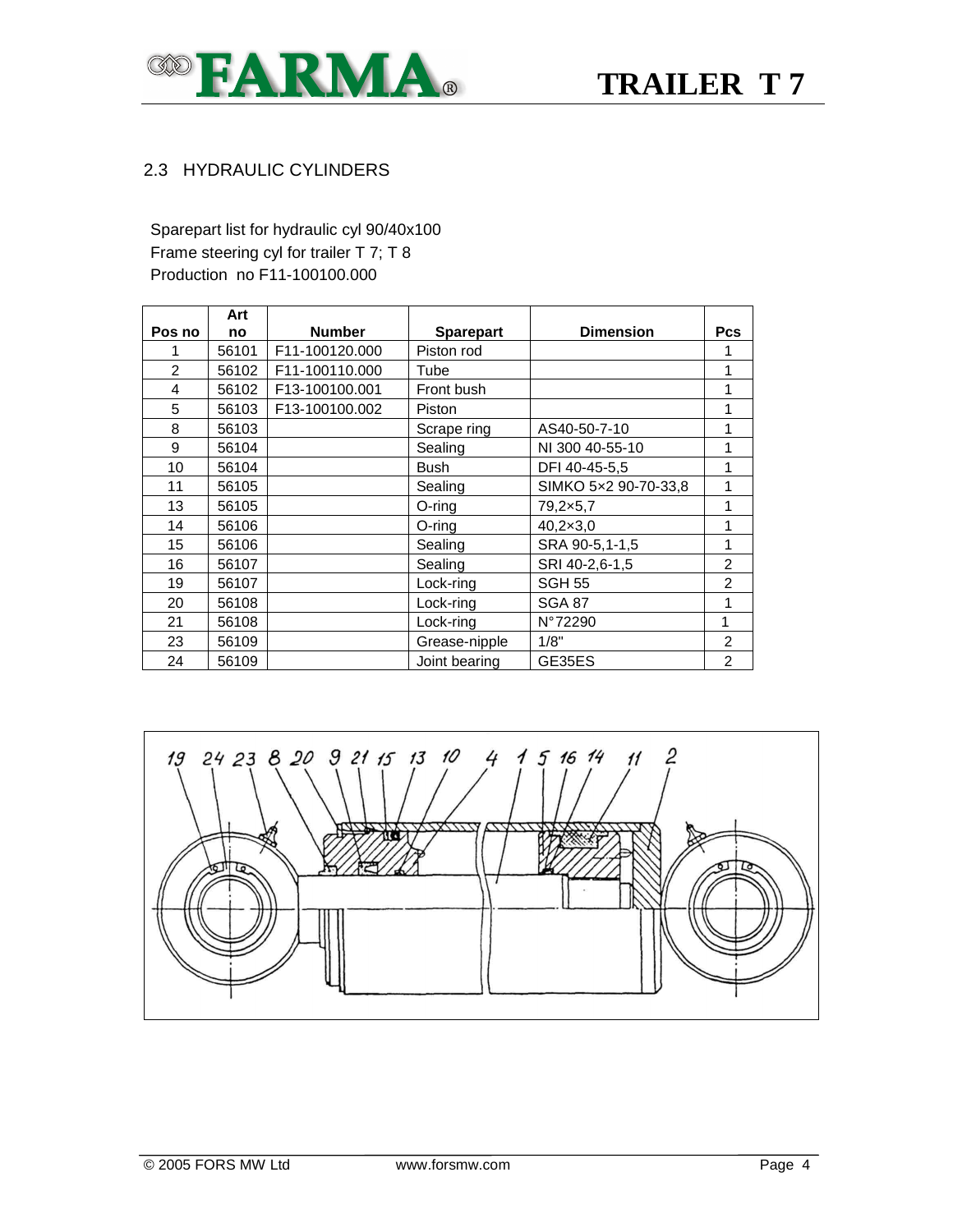## 2.3 HYDRAULIC CYLINDERS

Sparepart list for hydraulic cyl 90/40x100
Frame steering cyl for trailer T 7; T 8
Production no F11-100100.000

| Pos no | Art no | Number | Sparepart | Dimension | Pcs |
|---|---|---|---|---|---|
| 1 | 56101 | F11-100120.000 | Piston rod | | 1 |
| 2 | 56102 | F11-100110.000 | Tube | | 1 |
| 4 | 56102 | F13-100100.001 | Front bush | | 1 |
| 5 | 56103 | F13-100100.002 | Piston | | 1 |
| 8 | 56103 | | Scrape ring | AS40-50-7-10 | 1 |
| 9 | 56104 | | Sealing | NI 300 40-55-10 | 1 |
| 10 | 56104 | | Bush | DFI 40-45-5,5 | 1 |
| 11 | 56105 | | Sealing | SIMKO 5×2 90-70-33,8 | 1 |
| 13 | 56105 | | O-ring | 79,2×5,7 | 1 |
| 14 | 56106 | | O-ring | 40,2×3,0 | 1 |
| 15 | 56106 | | Sealing | SRA 90-5,1-1,5 | 1 |
| 16 | 56107 | | Sealing | SRI 40-2,6-1,5 | 2 |
| 19 | 56107 | | Lock-ring | SGH 55 | 2 |
| 20 | 56108 | | Lock-ring | SGA 87 | 1 |
| 21 | 56108 | | Lock-ring | N°72290 | 1 |
| 23 | 56109 | | Grease-nipple | 1/8" | 2 |
| 24 | 56109 | | Joint bearing | GE35ES | 2 |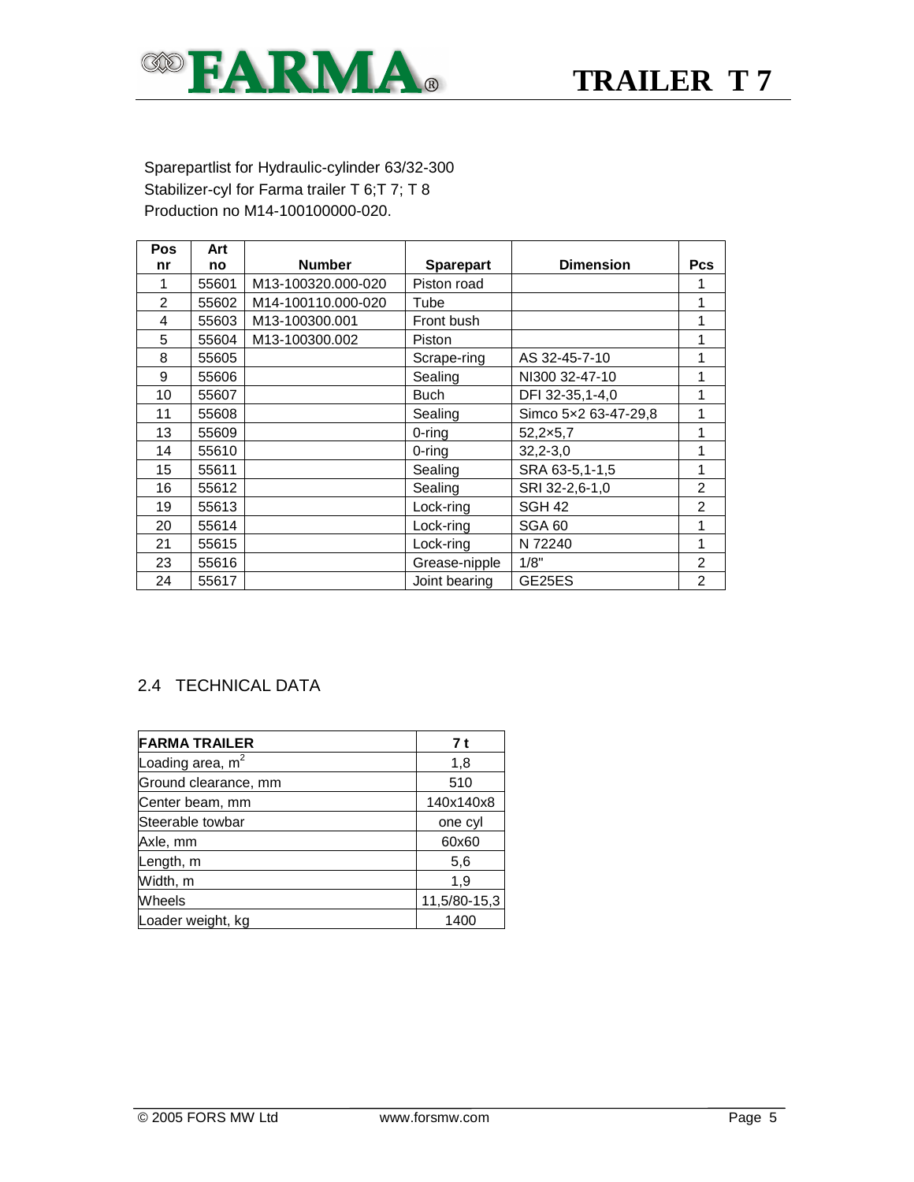Sparepartlist for Hydraulic-cylinder 63/32-300
Stabilizer-cyl for Farma trailer T 6;T 7; T 8
Production no M14-100100000-020.

| Pos nr | Art no | Number | Sparepart | Dimension | Pcs |
|---|---|---|---|---|---|
| 1 | 55601 | M13-100320.000-020 | Piston road | | 1 |
| 2 | 55602 | M14-100110.000-020 | Tube | | 1 |
| 4 | 55603 | M13-100300.001 | Front bush | | 1 |
| 5 | 55604 | M13-100300.002 | Piston | | 1 |
| 8 | 55605 | | Scrape-ring | AS 32-45-7-10 | 1 |
| 9 | 55606 | | Sealing | NI300 32-47-10 | 1 |
| 10 | 55607 | | Buch | DFI 32-35,1-4,0 | 1 |
| 11 | 55608 | | Sealing | Simco 5×2 63-47-29,8 | 1 |
| 13 | 55609 | | 0-ring | 52,2×5,7 | 1 |
| 14 | 55610 | | 0-ring | 32,2-3,0 | 1 |
| 15 | 55611 | | Sealing | SRA 63-5,1-1,5 | 1 |
| 16 | 55612 | | Sealing | SRI 32-2,6-1,0 | 2 |
| 19 | 55613 | | Lock-ring | SGH 42 | 2 |
| 20 | 55614 | | Lock-ring | SGA 60 | 1 |
| 21 | 55615 | | Lock-ring | N 72240 | 1 |
| 23 | 55616 | | Grease-nipple | 1/8" | 2 |
| 24 | 55617 | | Joint bearing | GE25ES | 2 |

## 2.4 TECHNICAL DATA

| FARMA TRAILER | 7 t |
|---|---|
| Loading area, $m^2$ | 1,8 |
| Ground clearance, mm | 510 |
| Center beam, mm | 140x140x8 |
| Steerable towbar | one cyl |
| Axle, mm | 60x60 |
| Length, m | 5,6 |
| Width, m | 1,9 |
| Wheels | 11,5/80-15,3 |
| Loader weight, kg | 1400 |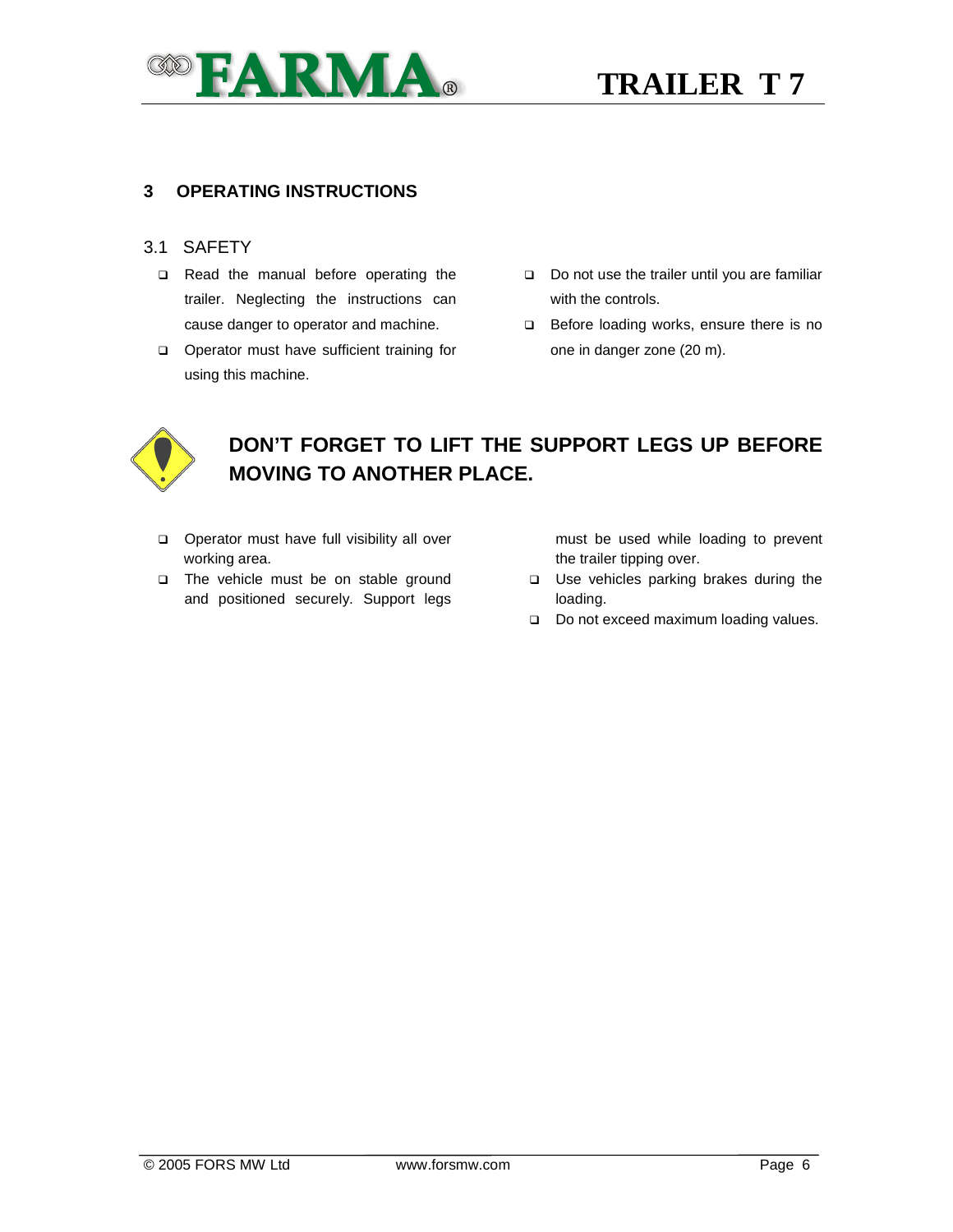## 3 OPERATING INSTRUCTIONS

### 3.1 SAFETY

- Read the manual before operating the trailer. Neglecting the instructions can cause danger to operator and machine.
- Operator must have sufficient training for using this machine.
- Do not use the trailer until you are familiar with the controls.
- Before loading works, ensure there is no one in danger zone (20 m).

**DON'T FORGET TO LIFT THE SUPPORT LEGS UP BEFORE MOVING TO ANOTHER PLACE.**

- Operator must have full visibility all over working area.
- The vehicle must be on stable ground and positioned securely. Support legs must be used while loading to prevent the trailer tipping over.
- Use vehicles parking brakes during the loading.
- Do not exceed maximum loading values.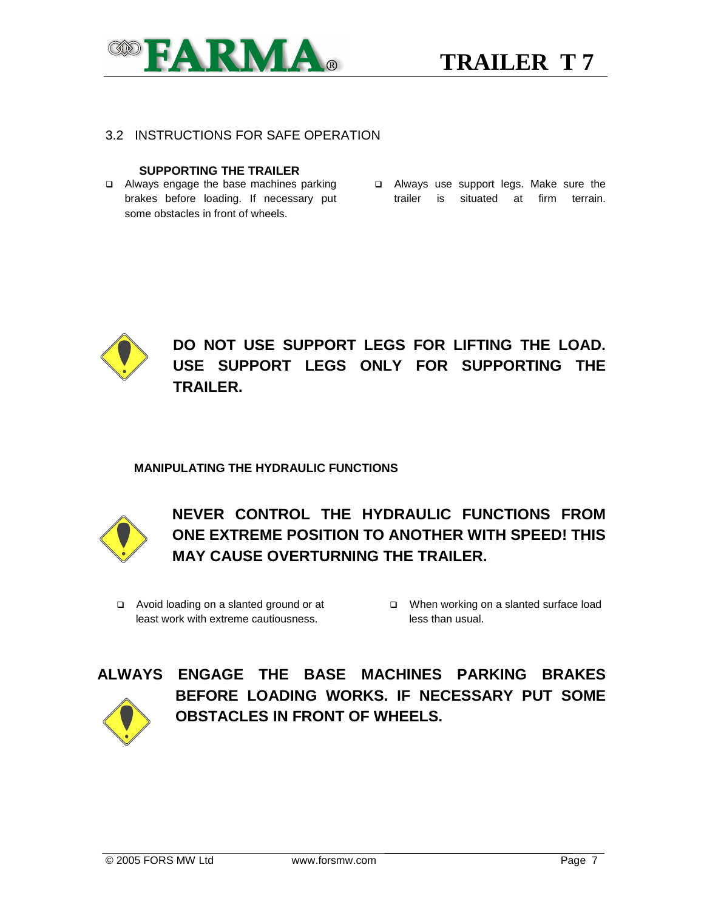## 3.2 INSTRUCTIONS FOR SAFE OPERATION

**SUPPORTING THE TRAILER**

- Always engage the base machines parking brakes before loading. If necessary put some obstacles in front of wheels.
- Always use support legs. Make sure the trailer is situated at firm terrain.

**DO NOT USE SUPPORT LEGS FOR LIFTING THE LOAD. USE SUPPORT LEGS ONLY FOR SUPPORTING THE TRAILER.**

**MANIPULATING THE HYDRAULIC FUNCTIONS**

**NEVER CONTROL THE HYDRAULIC FUNCTIONS FROM ONE EXTREME POSITION TO ANOTHER WITH SPEED! THIS MAY CAUSE OVERTURNING THE TRAILER.**

- Avoid loading on a slanted ground or at least work with extreme cautiousness.
- When working on a slanted surface load less than usual.

**ALWAYS ENGAGE THE BASE MACHINES PARKING BRAKES BEFORE LOADING WORKS. IF NECESSARY PUT SOME OBSTACLES IN FRONT OF WHEELS.**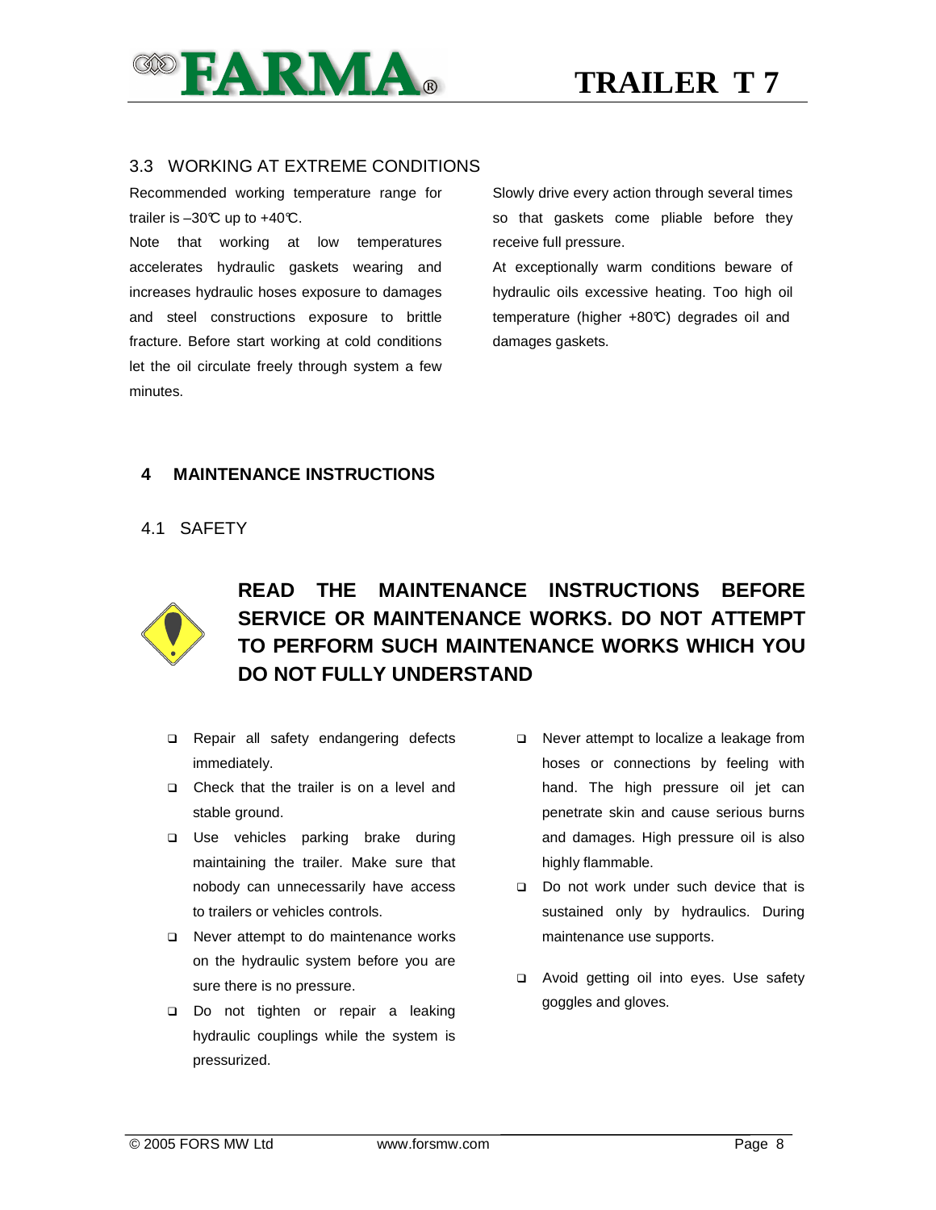## 3.3 WORKING AT EXTREME CONDITIONS

Recommended working temperature range for trailer is –30℃ up to +40℃.

Note that working at low temperatures accelerates hydraulic gaskets wearing and increases hydraulic hoses exposure to damages and steel constructions exposure to brittle fracture. Before start working at cold conditions let the oil circulate freely through system a few minutes.

Slowly drive every action through several times so that gaskets come pliable before they receive full pressure.

At exceptionally warm conditions beware of hydraulic oils excessive heating. Too high oil temperature (higher +80℃) degrades oil and damages gaskets.

# 4 MAINTENANCE INSTRUCTIONS

## 4.1 SAFETY

**READ THE MAINTENANCE INSTRUCTIONS BEFORE SERVICE OR MAINTENANCE WORKS. DO NOT ATTEMPT TO PERFORM SUCH MAINTENANCE WORKS WHICH YOU DO NOT FULLY UNDERSTAND**

- Repair all safety endangering defects immediately.
- Check that the trailer is on a level and stable ground.
- Use vehicles parking brake during maintaining the trailer. Make sure that nobody can unnecessarily have access to trailers or vehicles controls.
- Never attempt to do maintenance works on the hydraulic system before you are sure there is no pressure.
- Do not tighten or repair a leaking hydraulic couplings while the system is pressurized.
- Never attempt to localize a leakage from hoses or connections by feeling with hand. The high pressure oil jet can penetrate skin and cause serious burns and damages. High pressure oil is also highly flammable.
- Do not work under such device that is sustained only by hydraulics. During maintenance use supports.
- Avoid getting oil into eyes. Use safety goggles and gloves.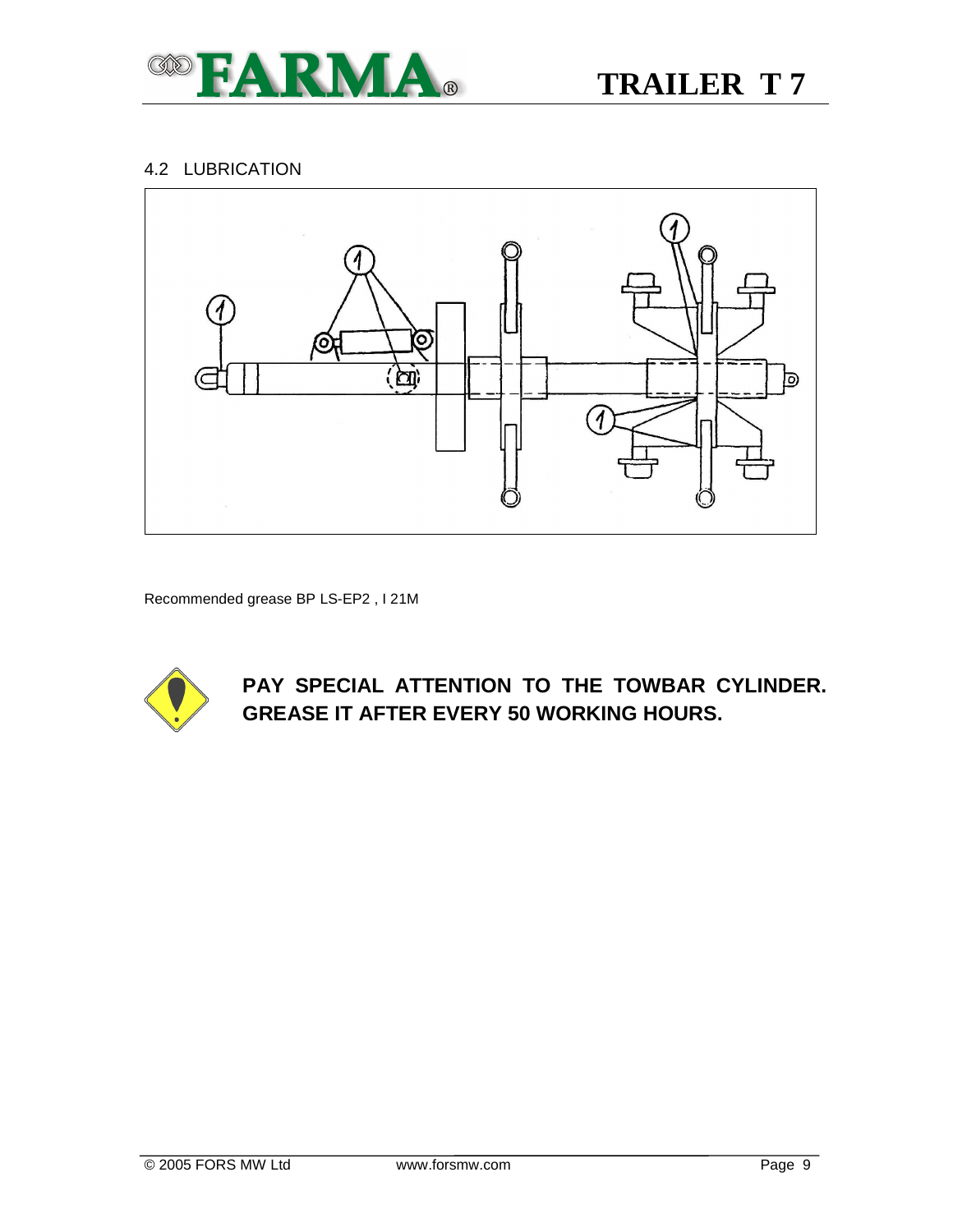## 4.2 LUBRICATION

1

1

1

1

Recommended grease BP LS-EP2 , I 21M

**PAY SPECIAL ATTENTION TO THE TOWBAR CYLINDER. GREASE IT AFTER EVERY 50 WORKING HOURS.**